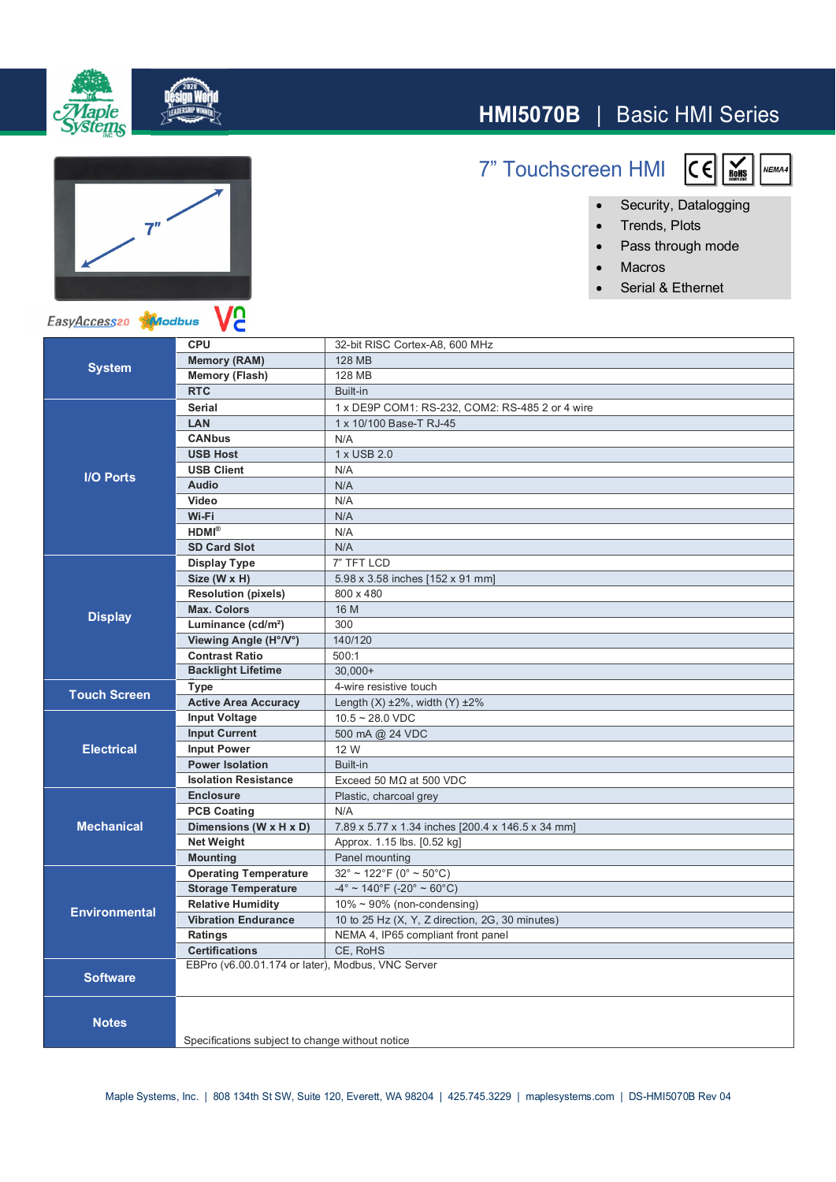# HMI5070B | Basic HMI Series

## 7" Touchscreen HMI

- Security, Datalogging
- Trends, Plots
- Pass through mode
- Macros
- Serial & Ethernet

| Category | Specification | Value |
|---|---|---|
| System | CPU | 32-bit RISC Cortex-A8, 600 MHz |
| | Memory (RAM) | 128 MB |
| | Memory (Flash) | 128 MB |
| | RTC | Built-in |
| I/O Ports | Serial | 1 x DE9P COM1: RS-232, COM2: RS-485 2 or 4 wire |
| | LAN | 1 x 10/100 Base-T RJ-45 |
| | CANbus | N/A |
| | USB Host | 1 x USB 2.0 |
| | USB Client | N/A |
| | Audio | N/A |
| | Video | N/A |
| | Wi-Fi | N/A |
| | HDMI® | N/A |
| | SD Card Slot | N/A |
| Display | Display Type | 7" TFT LCD |
| | Size (W x H) | 5.98 x 3.58 inches [152 x 91 mm] |
| | Resolution (pixels) | 800 x 480 |
| | Max. Colors | 16 M |
| | Luminance (cd/m²) | 300 |
| | Viewing Angle (H°/V°) | 140/120 |
| | Contrast Ratio | 500:1 |
| | Backlight Lifetime | 30,000+ |
| Touch Screen | Type | 4-wire resistive touch |
| | Active Area Accuracy | Length (X) ±2%, width (Y) ±2% |
| Electrical | Input Voltage | 10.5 ~ 28.0 VDC |
| | Input Current | 500 mA @ 24 VDC |
| | Input Power | 12 W |
| | Power Isolation | Built-in |
| | Isolation Resistance | Exceed 50 MΩ at 500 VDC |
| Mechanical | Enclosure | Plastic, charcoal grey |
| | PCB Coating | N/A |
| | Dimensions (W x H x D) | 7.89 x 5.77 x 1.34 inches [200.4 x 146.5 x 34 mm] |
| | Net Weight | Approx. 1.15 lbs. [0.52 kg] |
| | Mounting | Panel mounting |
| Environmental | Operating Temperature | 32° ~ 122°F (0° ~ 50°C) |
| | Storage Temperature | -4° ~ 140°F (-20° ~ 60°C) |
| | Relative Humidity | 10% ~ 90% (non-condensing) |
| | Vibration Endurance | 10 to 25 Hz (X, Y, Z direction, 2G, 30 minutes) |
| | Ratings | NEMA 4, IP65 compliant front panel |
| | Certifications | CE, RoHS |
| Software | EBPro (v6.00.01.174 or later), Modbus, VNC Server | |
| Notes | Specifications subject to change without notice | |

Maple Systems, Inc. | 808 134th St SW, Suite 120, Everett, WA 98204 | 425.745.3229 | maplesystems.com | DS-HMI5070B Rev 04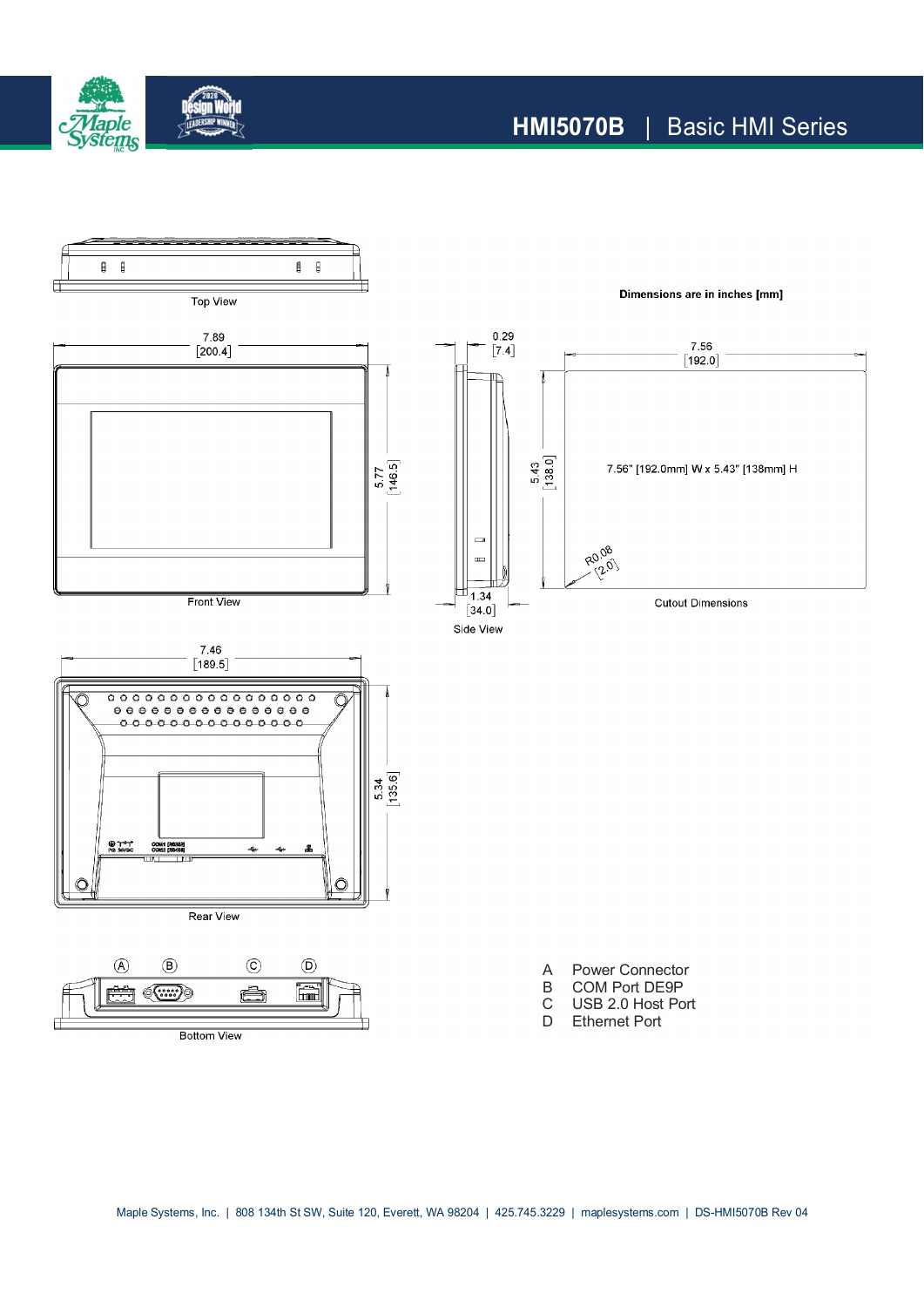# HMI5070B | Basic HMI Series

**Dimensions are in inches [mm]**

Top View

7.89
[200.4]

5.77
[146.5]

Front View

0.29
[7.4]

1.34
[34.0]

Side View

7.56
[192.0]

5.43
[138.0]

7.56" [192.0mm] W x 5.43" [138mm] H

R0.08
[2.0]

Cutout Dimensions

7.46
[189.5]

5.34
[135.6]

Rear View

Bottom View

| | |
|---|---|
| A | Power Connector |
| B | COM Port DE9P |
| C | USB 2.0 Host Port |
| D | Ethernet Port |

Maple Systems, Inc. | 808 134th St SW, Suite 120, Everett, WA 98204 | 425.745.3229 | maplesystems.com | DS-HMI5070B Rev 04